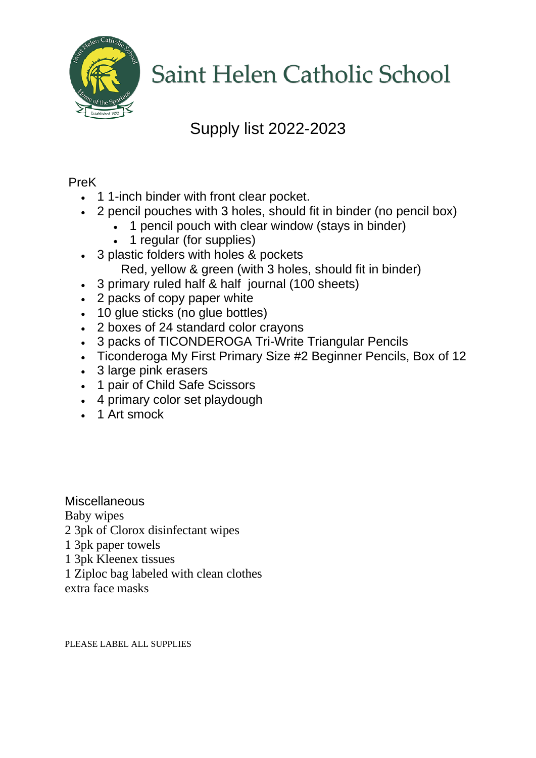# Saint Helen Catholic School

## Supply list 2022-2023

PreK

- 1 1-inch binder with front clear pocket.
- 2 pencil pouches with 3 holes, should fit in binder (no pencil box)
  - 1 pencil pouch with clear window (stays in binder)
  - 1 regular (for supplies)
- 3 plastic folders with holes & pockets
  Red, yellow & green (with 3 holes, should fit in binder)
- 3 primary ruled half & half journal (100 sheets)
- 2 packs of copy paper white
- 10 glue sticks (no glue bottles)
- 2 boxes of 24 standard color crayons
- 3 packs of TICONDEROGA Tri-Write Triangular Pencils
- Ticonderoga My First Primary Size #2 Beginner Pencils, Box of 12
- 3 large pink erasers
- 1 pair of Child Safe Scissors
- 4 primary color set playdough
- 1 Art smock

Miscellaneous
Baby wipes
2 3pk of Clorox disinfectant wipes
1 3pk paper towels
1 3pk Kleenex tissues
1 Ziploc bag labeled with clean clothes
extra face masks

PLEASE LABEL ALL SUPPLIES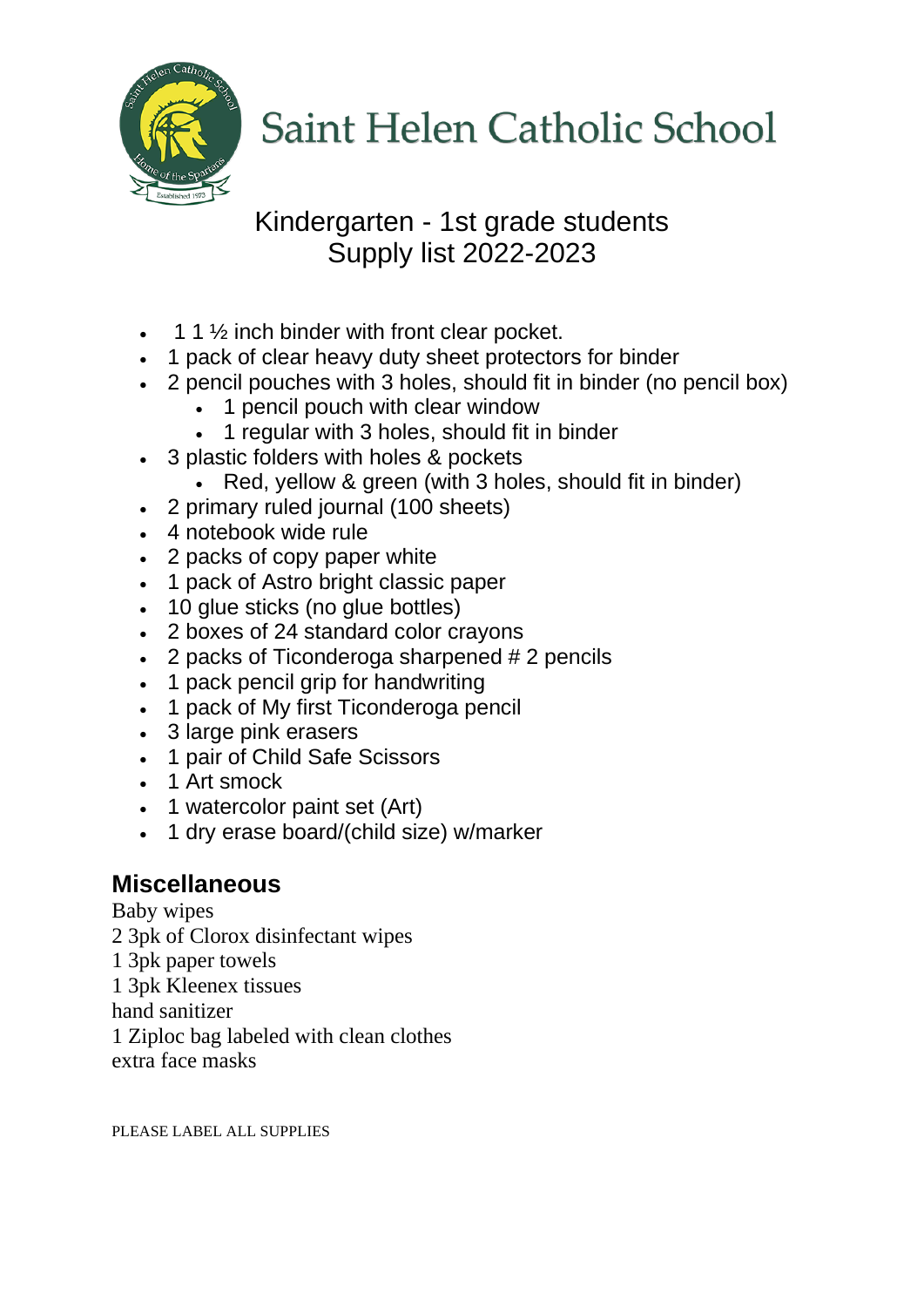# Saint Helen Catholic School

## Kindergarten - 1st grade students
## Supply list 2022-2023

- 1 1 ½ inch binder with front clear pocket.
- 1 pack of clear heavy duty sheet protectors for binder
- 2 pencil pouches with 3 holes, should fit in binder (no pencil box)
    - 1 pencil pouch with clear window
    - 1 regular with 3 holes, should fit in binder
- 3 plastic folders with holes & pockets
    - Red, yellow & green (with 3 holes, should fit in binder)
- 2 primary ruled journal (100 sheets)
- 4 notebook wide rule
- 2 packs of copy paper white
- 1 pack of Astro bright classic paper
- 10 glue sticks (no glue bottles)
- 2 boxes of 24 standard color crayons
- 2 packs of Ticonderoga sharpened # 2 pencils
- 1 pack pencil grip for handwriting
- 1 pack of My first Ticonderoga pencil
- 3 large pink erasers
- 1 pair of Child Safe Scissors
- 1 Art smock
- 1 watercolor paint set (Art)
- 1 dry erase board/(child size) w/marker

## Miscellaneous

Baby wipes
2 3pk of Clorox disinfectant wipes
1 3pk paper towels
1 3pk Kleenex tissues
hand sanitizer
1 Ziploc bag labeled with clean clothes
extra face masks

PLEASE LABEL ALL SUPPLIES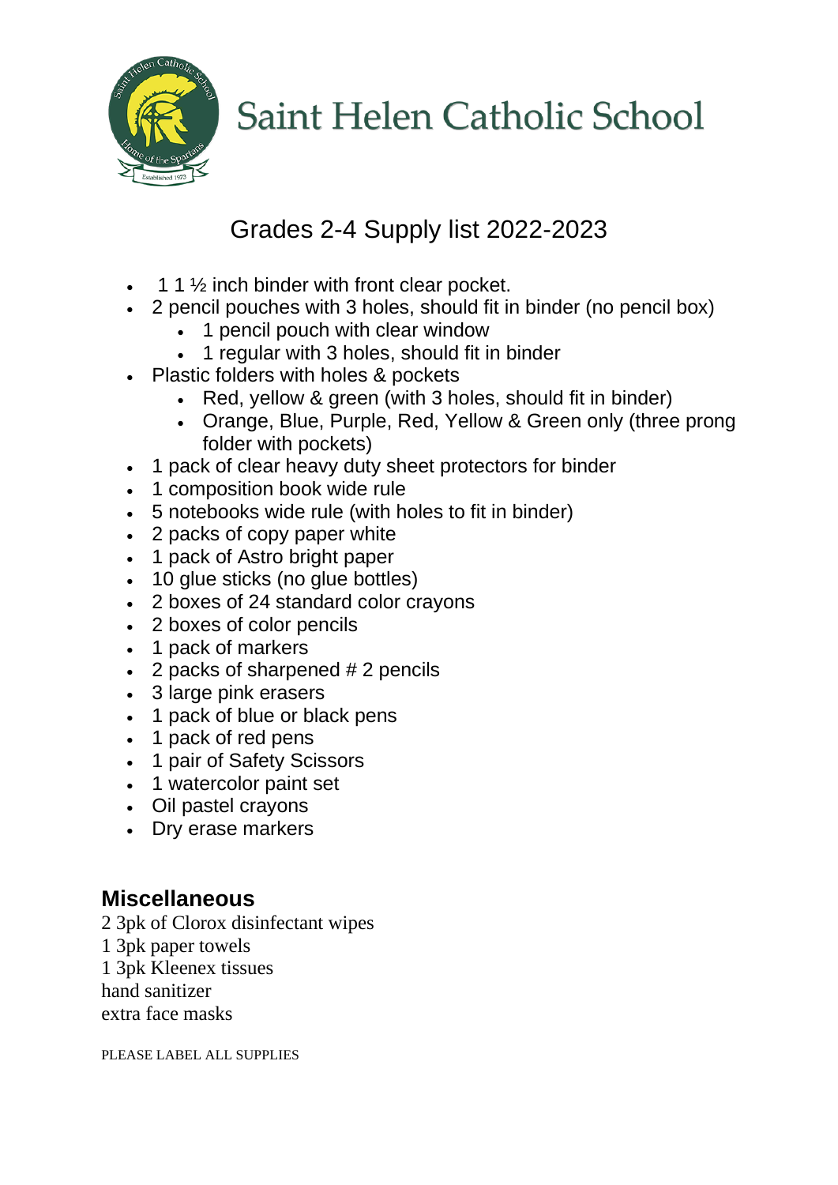# Saint Helen Catholic School

## Grades 2-4 Supply list 2022-2023

- 1 1 ½ inch binder with front clear pocket.
- 2 pencil pouches with 3 holes, should fit in binder (no pencil box)
    - 1 pencil pouch with clear window
    - 1 regular with 3 holes, should fit in binder
- Plastic folders with holes & pockets
    - Red, yellow & green (with 3 holes, should fit in binder)
    - Orange, Blue, Purple, Red, Yellow & Green only (three prong folder with pockets)
- 1 pack of clear heavy duty sheet protectors for binder
- 1 composition book wide rule
- 5 notebooks wide rule (with holes to fit in binder)
- 2 packs of copy paper white
- 1 pack of Astro bright paper
- 10 glue sticks (no glue bottles)
- 2 boxes of 24 standard color crayons
- 2 boxes of color pencils
- 1 pack of markers
- 2 packs of sharpened # 2 pencils
- 3 large pink erasers
- 1 pack of blue or black pens
- 1 pack of red pens
- 1 pair of Safety Scissors
- 1 watercolor paint set
- Oil pastel crayons
- Dry erase markers

### Miscellaneous

2 3pk of Clorox disinfectant wipes
1 3pk paper towels
1 3pk Kleenex tissues
hand sanitizer
extra face masks

PLEASE LABEL ALL SUPPLIES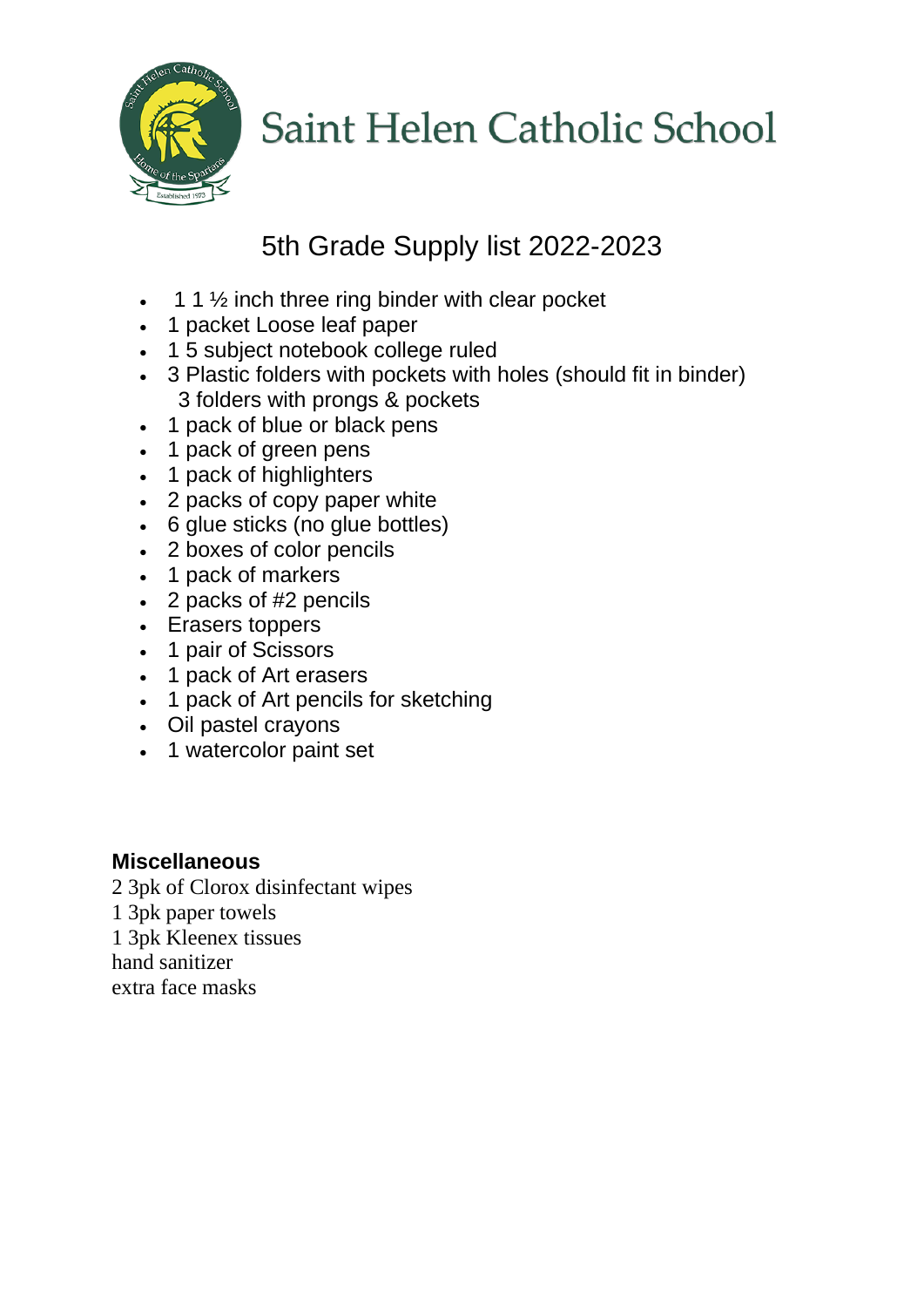# Saint Helen Catholic School

## 5th Grade Supply list 2022-2023

- 1 1 ½ inch three ring binder with clear pocket
- 1 packet Loose leaf paper
- 1 5 subject notebook college ruled
- 3 Plastic folders with pockets with holes (should fit in binder)
  3 folders with prongs & pockets
- 1 pack of blue or black pens
- 1 pack of green pens
- 1 pack of highlighters
- 2 packs of copy paper white
- 6 glue sticks (no glue bottles)
- 2 boxes of color pencils
- 1 pack of markers
- 2 packs of #2 pencils
- Erasers toppers
- 1 pair of Scissors
- 1 pack of Art erasers
- 1 pack of Art pencils for sketching
- Oil pastel crayons
- 1 watercolor paint set

**Miscellaneous**

2 3pk of Clorox disinfectant wipes
1 3pk paper towels
1 3pk Kleenex tissues
hand sanitizer
extra face masks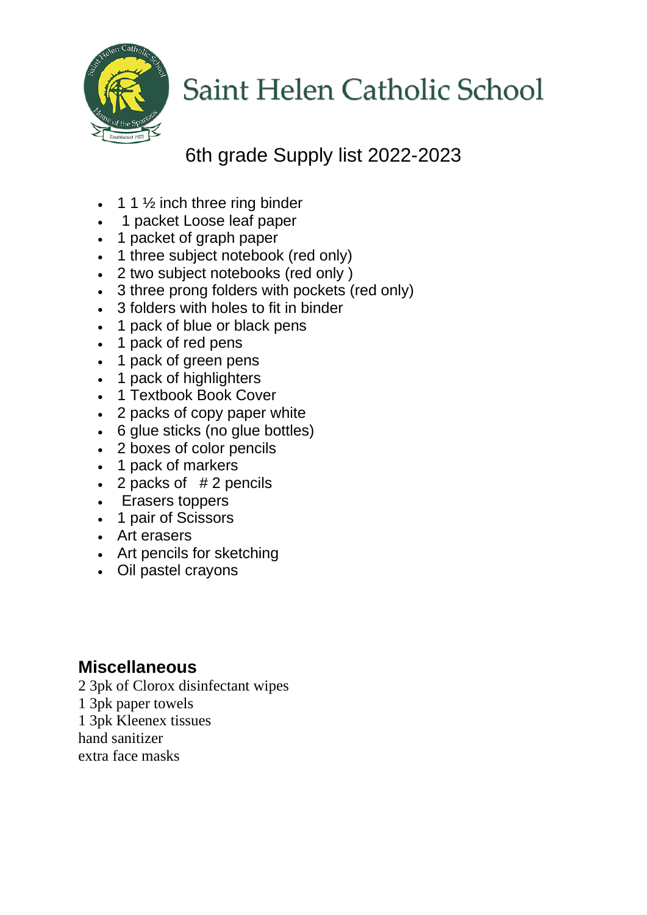# Saint Helen Catholic School

## 6th grade Supply list 2022-2023

- 1 1 ½ inch three ring binder
- 1 packet Loose leaf paper
- 1 packet of graph paper
- 1 three subject notebook (red only)
- 2 two subject notebooks (red only )
- 3 three prong folders with pockets (red only)
- 3 folders with holes to fit in binder
- 1 pack of blue or black pens
- 1 pack of red pens
- 1 pack of green pens
- 1 pack of highlighters
- 1 Textbook Book Cover
- 2 packs of copy paper white
- 6 glue sticks (no glue bottles)
- 2 boxes of color pencils
- 1 pack of markers
- 2 packs of # 2 pencils
- Erasers toppers
- 1 pair of Scissors
- Art erasers
- Art pencils for sketching
- Oil pastel crayons

### Miscellaneous

2 3pk of Clorox disinfectant wipes
1 3pk paper towels
1 3pk Kleenex tissues
hand sanitizer
extra face masks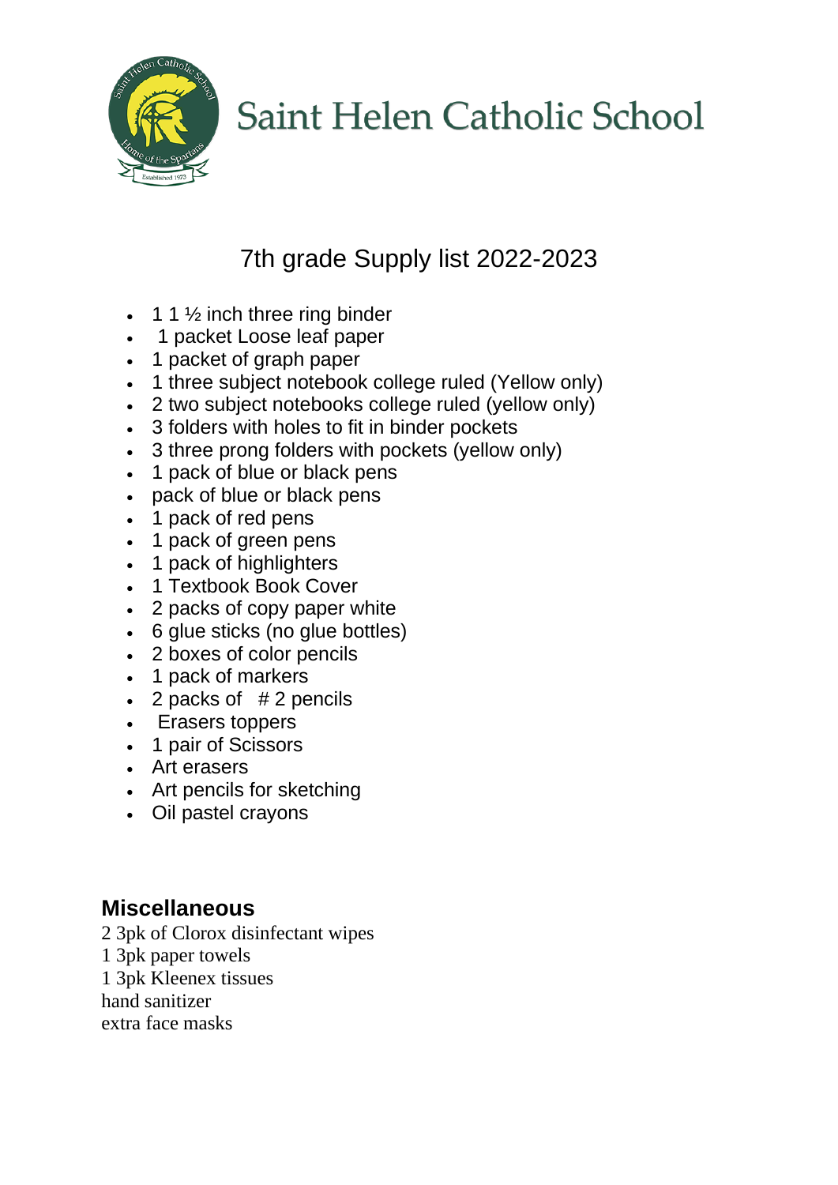# Saint Helen Catholic School

## 7th grade Supply list 2022-2023

- 1 1 ½ inch three ring binder
- 1 packet Loose leaf paper
- 1 packet of graph paper
- 1 three subject notebook college ruled (Yellow only)
- 2 two subject notebooks college ruled (yellow only)
- 3 folders with holes to fit in binder pockets
- 3 three prong folders with pockets (yellow only)
- 1 pack of blue or black pens
- pack of blue or black pens
- 1 pack of red pens
- 1 pack of green pens
- 1 pack of highlighters
- 1 Textbook Book Cover
- 2 packs of copy paper white
- 6 glue sticks (no glue bottles)
- 2 boxes of color pencils
- 1 pack of markers
- 2 packs of # 2 pencils
- Erasers toppers
- 1 pair of Scissors
- Art erasers
- Art pencils for sketching
- Oil pastel crayons

### Miscellaneous

2 3pk of Clorox disinfectant wipes
1 3pk paper towels
1 3pk Kleenex tissues
hand sanitizer
extra face masks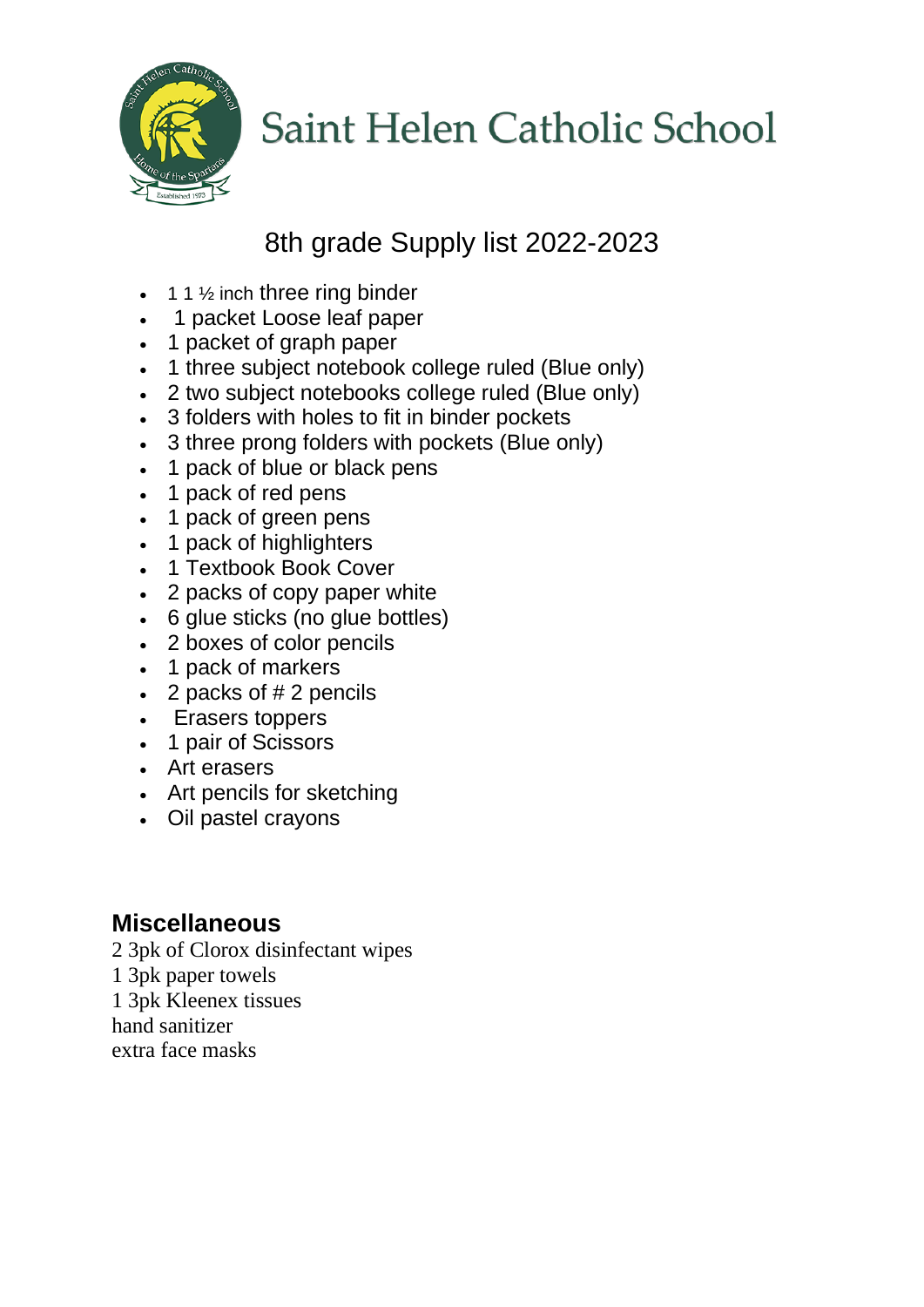# Saint Helen Catholic School

## 8th grade Supply list 2022-2023

- 1 1 ½ inch three ring binder
- 1 packet Loose leaf paper
- 1 packet of graph paper
- 1 three subject notebook college ruled (Blue only)
- 2 two subject notebooks college ruled (Blue only)
- 3 folders with holes to fit in binder pockets
- 3 three prong folders with pockets (Blue only)
- 1 pack of blue or black pens
- 1 pack of red pens
- 1 pack of green pens
- 1 pack of highlighters
- 1 Textbook Book Cover
- 2 packs of copy paper white
- 6 glue sticks (no glue bottles)
- 2 boxes of color pencils
- 1 pack of markers
- 2 packs of # 2 pencils
- Erasers toppers
- 1 pair of Scissors
- Art erasers
- Art pencils for sketching
- Oil pastel crayons

### Miscellaneous

2 3pk of Clorox disinfectant wipes
1 3pk paper towels
1 3pk Kleenex tissues
hand sanitizer
extra face masks